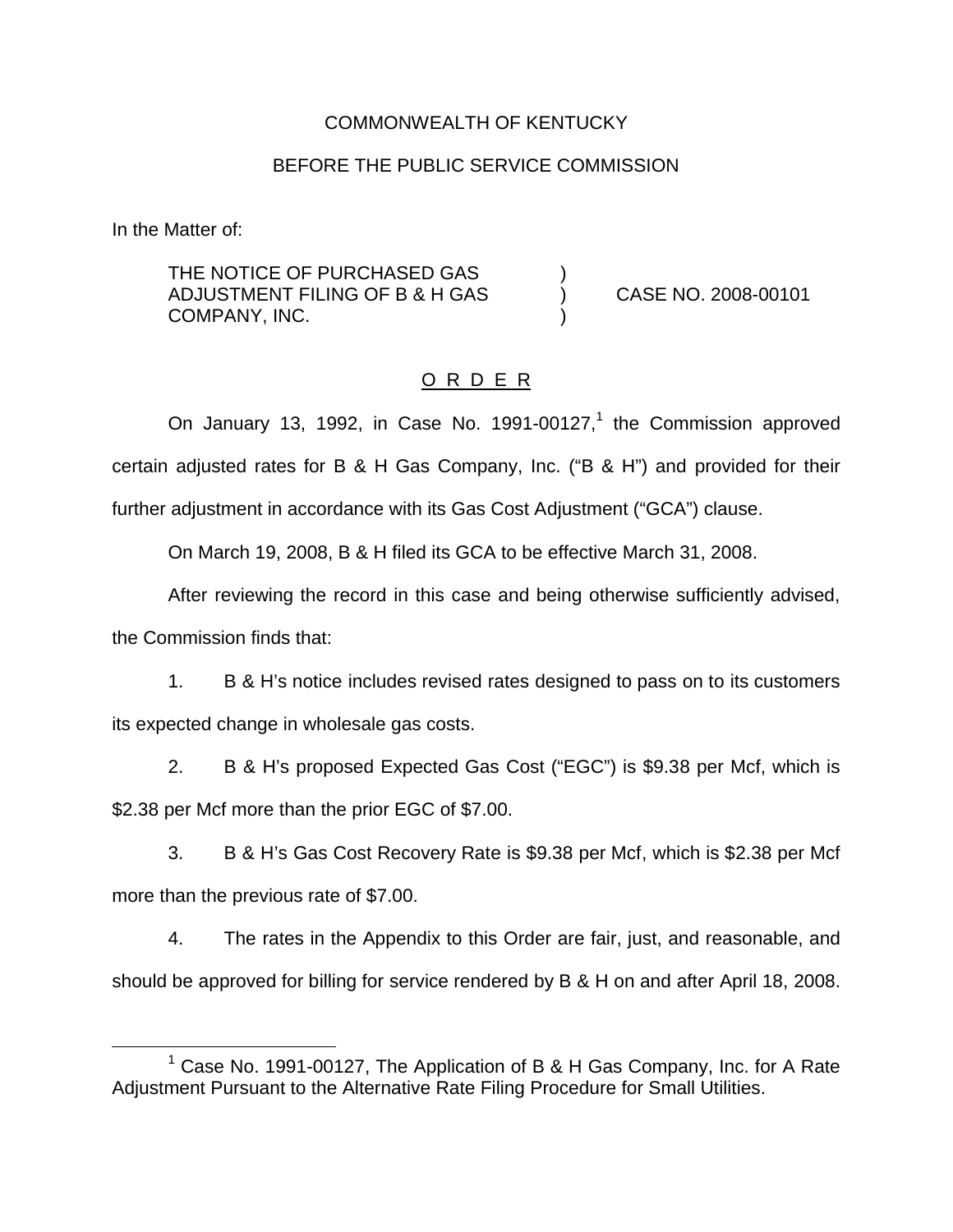COMMONWEALTH OF KENTUCKY

BEFORE THE PUBLIC SERVICE COMMISSION

In the Matter of:

| | | |
|---|---|---|
| THE NOTICE OF PURCHASED GAS ADJUSTMENT FILING OF B & H GAS COMPANY, INC. | ) ) ) | CASE NO. 2008-00101 |

O R D E R

On January 13, 1992, in Case No. 1991-00127,[1] the Commission approved certain adjusted rates for B & H Gas Company, Inc. ("B & H") and provided for their further adjustment in accordance with its Gas Cost Adjustment ("GCA") clause.

On March 19, 2008, B & H filed its GCA to be effective March 31, 2008.

After reviewing the record in this case and being otherwise sufficiently advised, the Commission finds that:

1. B & H's notice includes revised rates designed to pass on to its customers its expected change in wholesale gas costs.

2. B & H's proposed Expected Gas Cost ("EGC") is $9.38 per Mcf, which is $2.38 per Mcf more than the prior EGC of $7.00.

3. B & H's Gas Cost Recovery Rate is $9.38 per Mcf, which is $2.38 per Mcf more than the previous rate of $7.00.

4. The rates in the Appendix to this Order are fair, just, and reasonable, and should be approved for billing for service rendered by B & H on and after April 18, 2008.

[1] Case No. 1991-00127, The Application of B & H Gas Company, Inc. for A Rate Adjustment Pursuant to the Alternative Rate Filing Procedure for Small Utilities.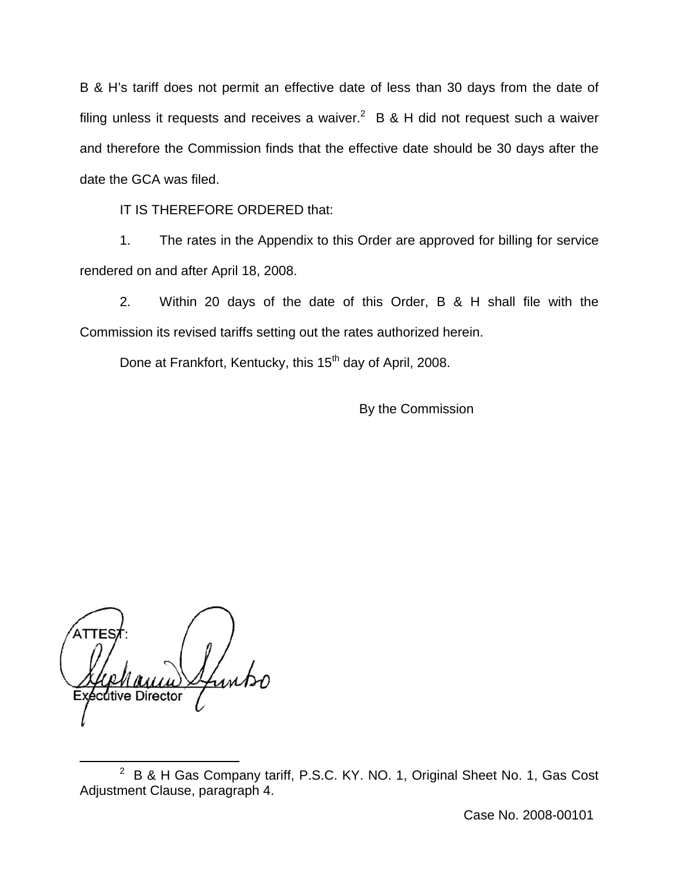B & H's tariff does not permit an effective date of less than 30 days from the date of filing unless it requests and receives a waiver.[2] B & H did not request such a waiver and therefore the Commission finds that the effective date should be 30 days after the date the GCA was filed.

IT IS THEREFORE ORDERED that:

1. The rates in the Appendix to this Order are approved for billing for service rendered on and after April 18, 2008.

2. Within 20 days of the date of this Order, B & H shall file with the Commission its revised tariffs setting out the rates authorized herein.

Done at Frankfort, Kentucky, this 15th day of April, 2008.

By the Commission

ATTEST:

Executive Director

---

[2] B & H Gas Company tariff, P.S.C. KY. NO. 1, Original Sheet No. 1, Gas Cost Adjustment Clause, paragraph 4.

Case No. 2008-00101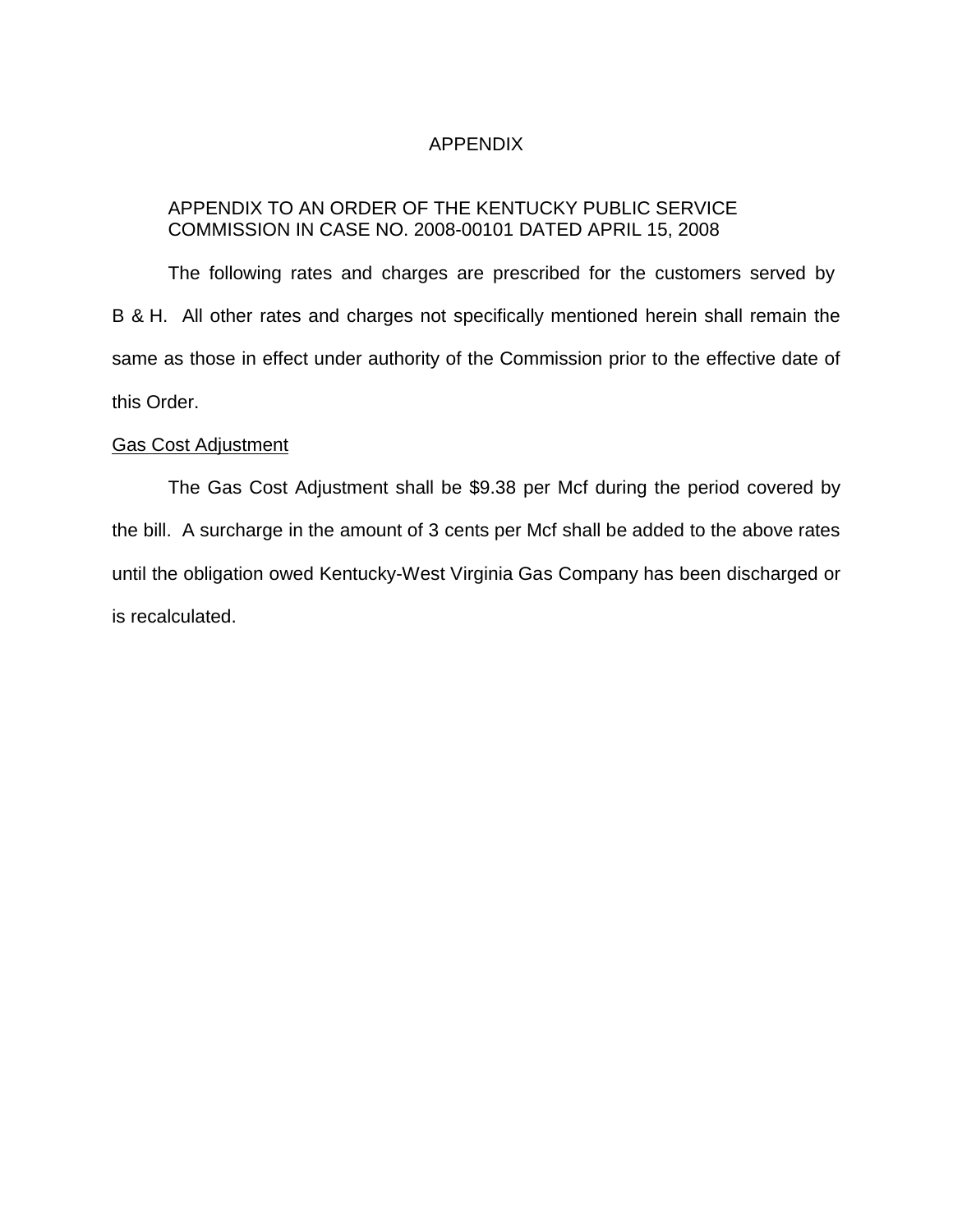# APPENDIX

APPENDIX TO AN ORDER OF THE KENTUCKY PUBLIC SERVICE COMMISSION IN CASE NO. 2008-00101 DATED APRIL 15, 2008

The following rates and charges are prescribed for the customers served by B & H. All other rates and charges not specifically mentioned herein shall remain the same as those in effect under authority of the Commission prior to the effective date of this Order.

## Gas Cost Adjustment

The Gas Cost Adjustment shall be $9.38 per Mcf during the period covered by the bill. A surcharge in the amount of 3 cents per Mcf shall be added to the above rates until the obligation owed Kentucky-West Virginia Gas Company has been discharged or is recalculated.